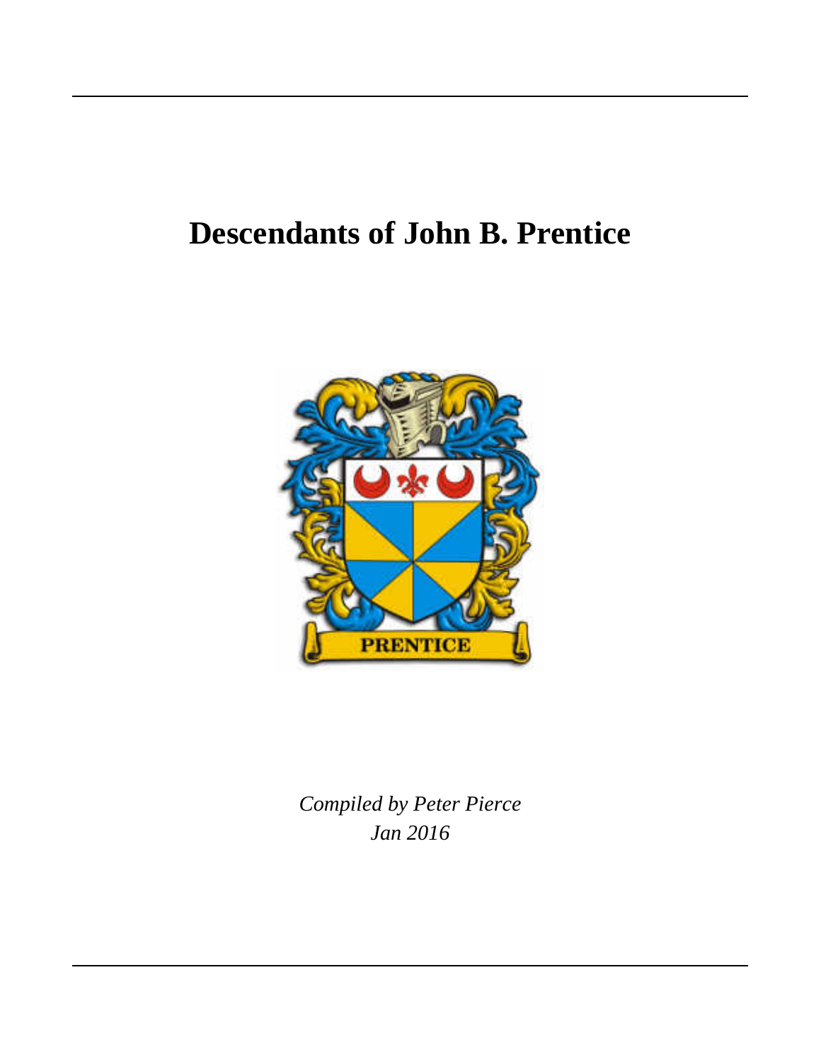# Descendants of John B. Prentice

*Compiled by Peter Pierce*
*Jan 2016*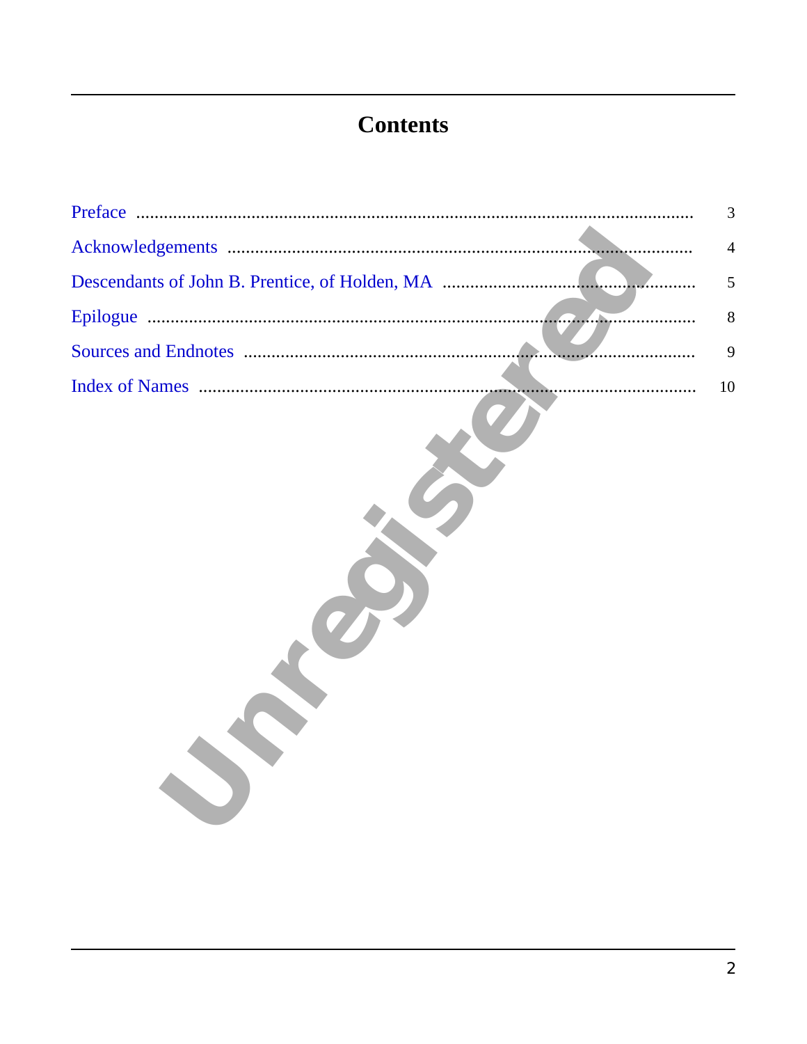# Contents

Preface ........................................................................................................................ 3

Acknowledgements .................................................................................................... 4

Descendants of John B. Prentice, of Holden, MA ...................................................... 5

Epilogue ...................................................................................................................... 8

Sources and Endnotes ................................................................................................ 9

Index of Names ........................................................................................................... 10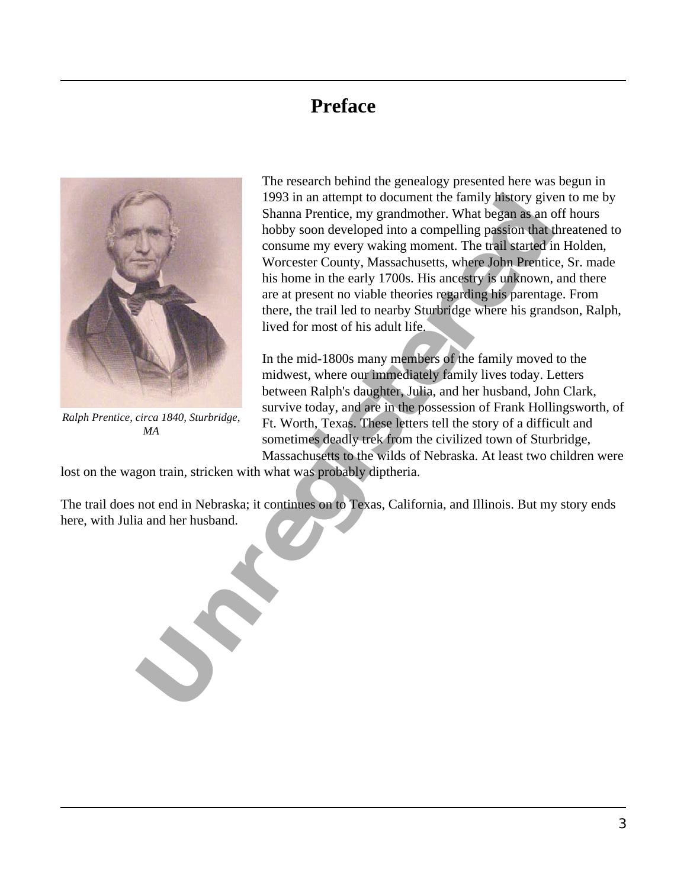# Preface

Ralph Prentice, circa 1840, Sturbridge, MA

The research behind the genealogy presented here was begun in 1993 in an attempt to document the family history given to me by Shanna Prentice, my grandmother. What began as an off hours hobby soon developed into a compelling passion that threatened to consume my every waking moment. The trail started in Holden, Worcester County, Massachusetts, where John Prentice, Sr. made his home in the early 1700s. His ancestry is unknown, and there are at present no viable theories regarding his parentage. From there, the trail led to nearby Sturbridge where his grandson, Ralph, lived for most of his adult life.

In the mid-1800s many members of the family moved to the midwest, where our immediately family lives today. Letters between Ralph's daughter, Julia, and her husband, John Clark, survive today, and are in the possession of Frank Hollingsworth, of Ft. Worth, Texas. These letters tell the story of a difficult and sometimes deadly trek from the civilized town of Sturbridge, Massachusetts to the wilds of Nebraska. At least two children were lost on the wagon train, stricken with what was probably diptheria.

The trail does not end in Nebraska; it continues on to Texas, California, and Illinois. But my story ends here, with Julia and her husband.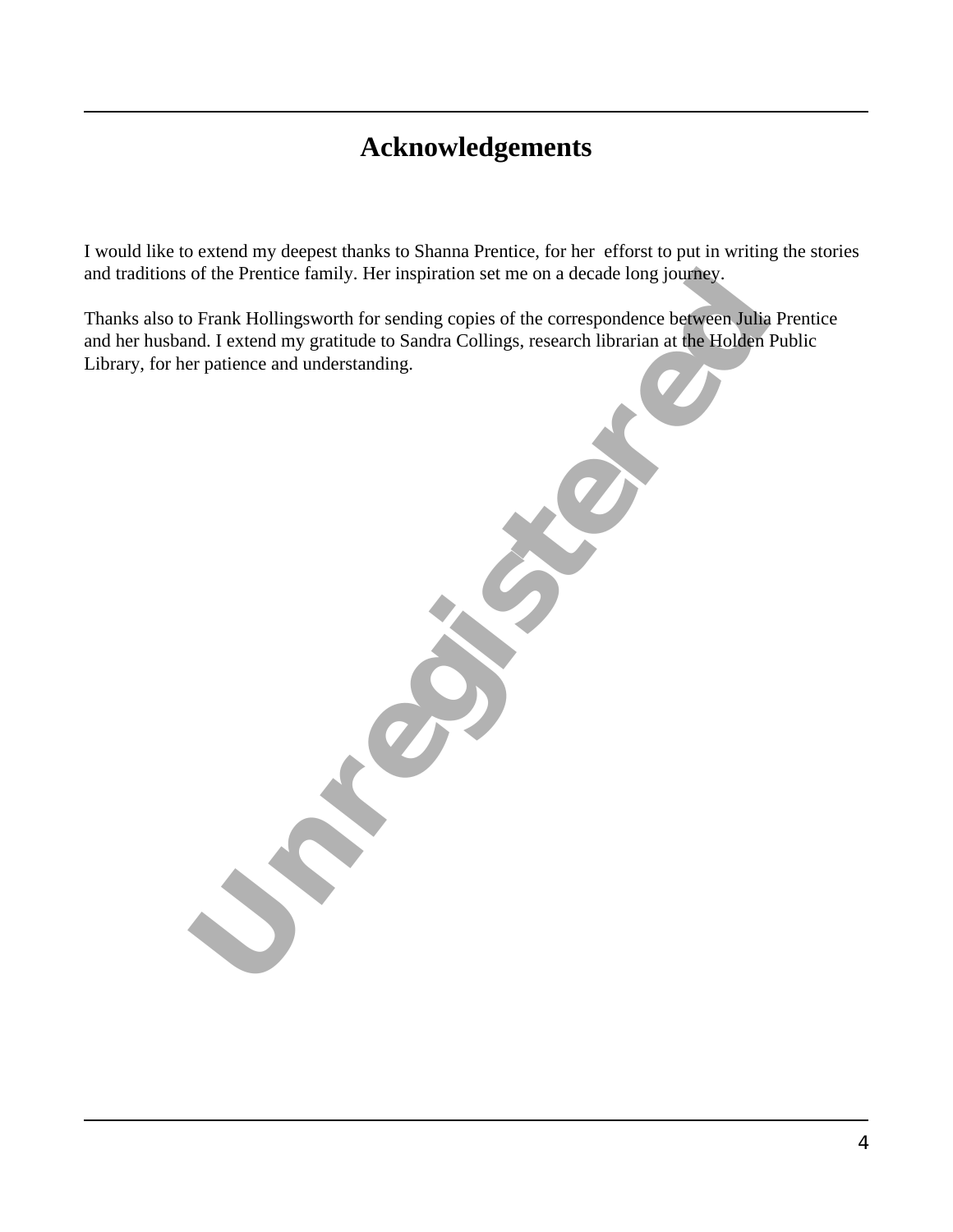# Acknowledgements

I would like to extend my deepest thanks to Shanna Prentice, for her  efforst to put in writing the stories and traditions of the Prentice family. Her inspiration set me on a decade long journey.

Thanks also to Frank Hollingsworth for sending copies of the correspondence between Julia Prentice and her husband. I extend my gratitude to Sandra Collings, research librarian at the Holden Public Library, for her patience and understanding.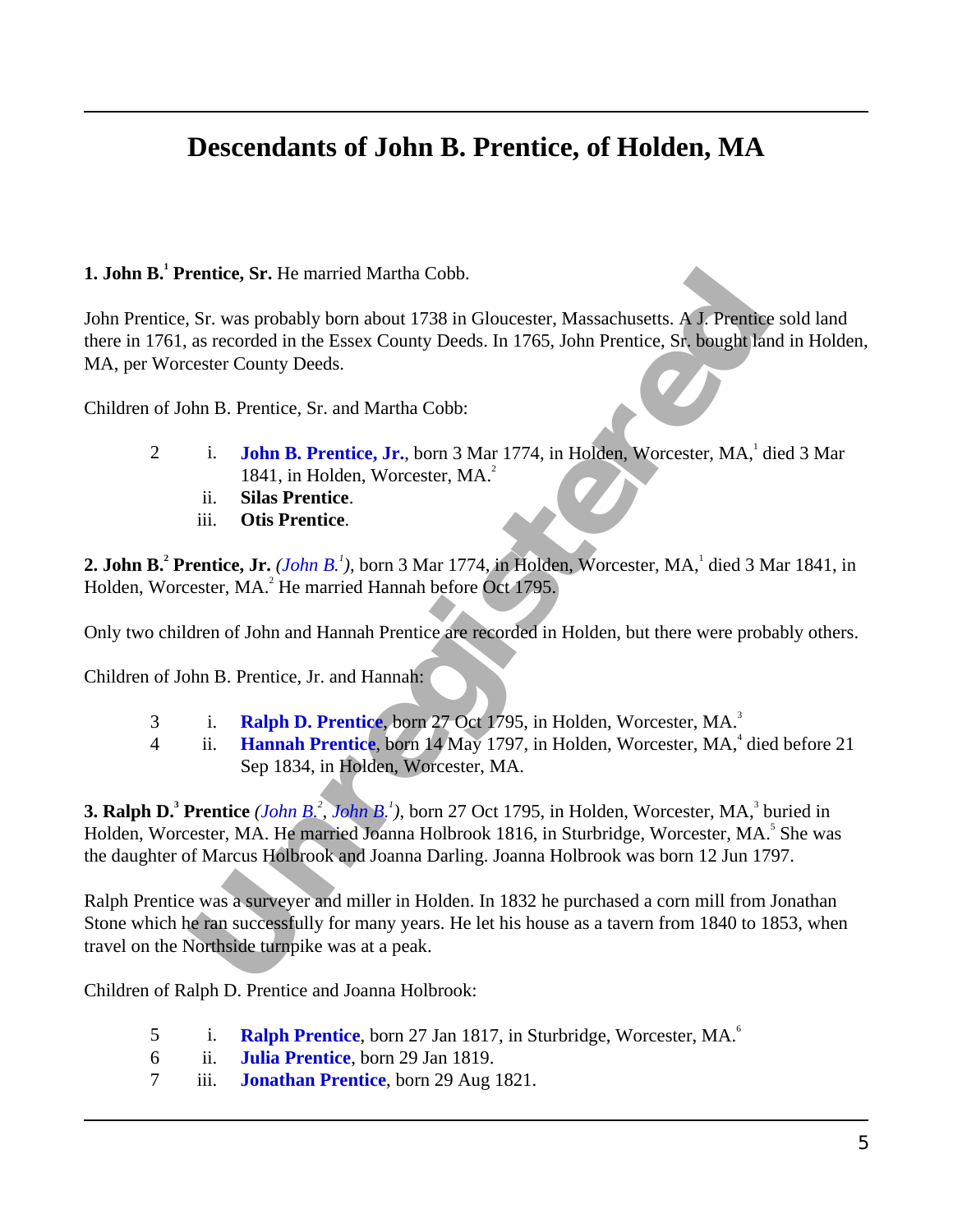# Descendants of John B. Prentice, of Holden, MA

**1. John B.[1] Prentice, Sr.** He married Martha Cobb.

John Prentice, Sr. was probably born about 1738 in Gloucester, Massachusetts. A J. Prentice sold land there in 1761, as recorded in the Essex County Deeds. In 1765, John Prentice, Sr. bought land in Holden, MA, per Worcester County Deeds.

Children of John B. Prentice, Sr. and Martha Cobb:

- 2 i. **John B. Prentice, Jr.**, born 3 Mar 1774, in Holden, Worcester, MA,[1] died 3 Mar 1841, in Holden, Worcester, MA.[2]
- ii. **Silas Prentice**.
- iii. **Otis Prentice**.

**2. John B.[2] Prentice, Jr.** *(John B.[1])*, born 3 Mar 1774, in Holden, Worcester, MA,[1] died 3 Mar 1841, in Holden, Worcester, MA.[2] He married Hannah before Oct 1795.

Only two children of John and Hannah Prentice are recorded in Holden, but there were probably others.

Children of John B. Prentice, Jr. and Hannah:

- 3 i. **Ralph D. Prentice**, born 27 Oct 1795, in Holden, Worcester, MA.[3]
- 4 ii. **Hannah Prentice**, born 14 May 1797, in Holden, Worcester, MA,[4] died before 21 Sep 1834, in Holden, Worcester, MA.

**3. Ralph D.[3] Prentice** *(John B.[2], John B.[1])*, born 27 Oct 1795, in Holden, Worcester, MA,[3] buried in Holden, Worcester, MA. He married Joanna Holbrook 1816, in Sturbridge, Worcester, MA.[5] She was the daughter of Marcus Holbrook and Joanna Darling. Joanna Holbrook was born 12 Jun 1797.

Ralph Prentice was a surveyer and miller in Holden. In 1832 he purchased a corn mill from Jonathan Stone which he ran successfully for many years. He let his house as a tavern from 1840 to 1853, when travel on the Northside turnpike was at a peak.

Children of Ralph D. Prentice and Joanna Holbrook:

- 5 i. **Ralph Prentice**, born 27 Jan 1817, in Sturbridge, Worcester, MA.[6]
- 6 ii. **Julia Prentice**, born 29 Jan 1819.
- 7 iii. **Jonathan Prentice**, born 29 Aug 1821.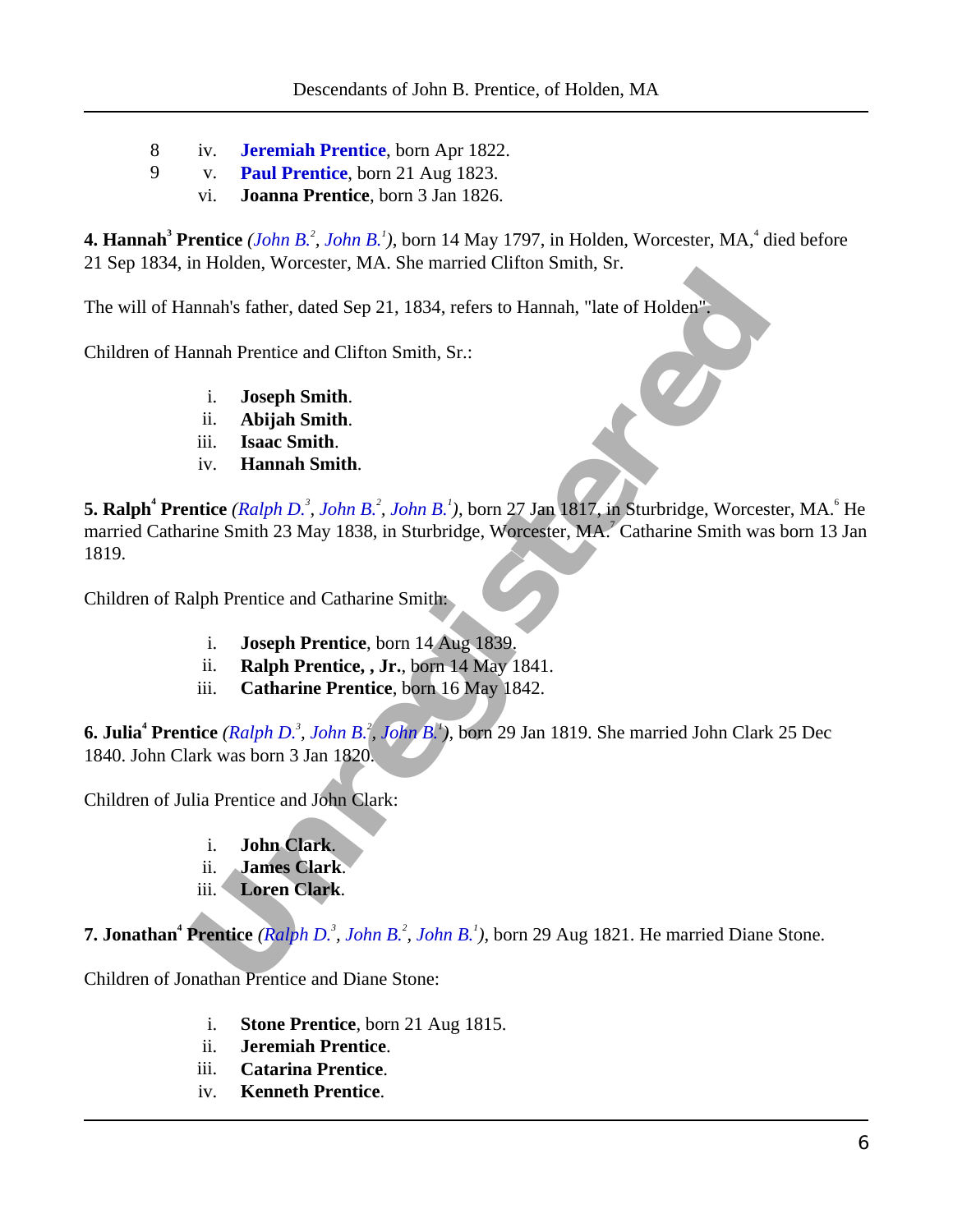8 iv. **Jeremiah Prentice**, born Apr 1822.
9 v. **Paul Prentice**, born 21 Aug 1823.
vi. **Joanna Prentice**, born 3 Jan 1826.

**4. Hannah**[3] **Prentice** *(John B.*[2]*, John B.*[1]*)*, born 14 May 1797, in Holden, Worcester, MA,[4] died before 21 Sep 1834, in Holden, Worcester, MA. She married Clifton Smith, Sr.

The will of Hannah's father, dated Sep 21, 1834, refers to Hannah, "late of Holden".

Children of Hannah Prentice and Clifton Smith, Sr.:

i. **Joseph Smith**.
ii. **Abijah Smith**.
iii. **Isaac Smith**.
iv. **Hannah Smith**.

**5. Ralph**[4] **Prentice** *(Ralph D.*[3]*, John B.*[2]*, John B.*[1]*)*, born 27 Jan 1817, in Sturbridge, Worcester, MA.[6] He married Catharine Smith 23 May 1838, in Sturbridge, Worcester, MA.[7] Catharine Smith was born 13 Jan 1819.

Children of Ralph Prentice and Catharine Smith:

i. **Joseph Prentice**, born 14 Aug 1839.
ii. **Ralph Prentice, , Jr.**, born 14 May 1841.
iii. **Catharine Prentice**, born 16 May 1842.

**6. Julia**[4] **Prentice** *(Ralph D.*[3]*, John B.*[2]*, John B.*[1]*)*, born 29 Jan 1819. She married John Clark 25 Dec 1840. John Clark was born 3 Jan 1820.

Children of Julia Prentice and John Clark:

i. **John Clark**.
ii. **James Clark**.
iii. **Loren Clark**.

**7. Jonathan**[4] **Prentice** *(Ralph D.*[3]*, John B.*[2]*, John B.*[1]*)*, born 29 Aug 1821. He married Diane Stone.

Children of Jonathan Prentice and Diane Stone:

i. **Stone Prentice**, born 21 Aug 1815.
ii. **Jeremiah Prentice**.
iii. **Catarina Prentice**.
iv. **Kenneth Prentice**.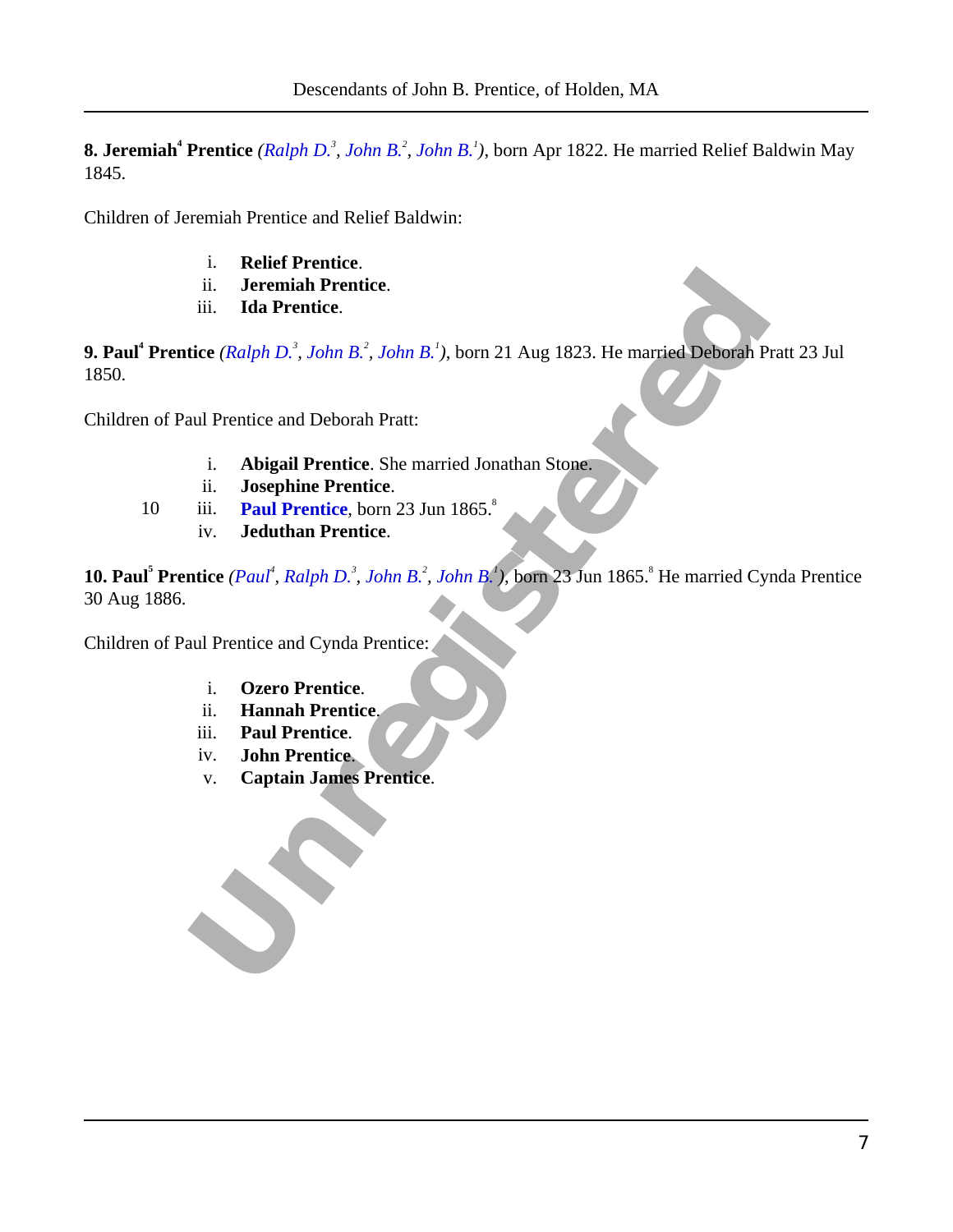**8. Jeremiah[4] Prentice** *(Ralph D.[3], John B.[2], John B.[1])*, born Apr 1822. He married Relief Baldwin May 1845.

Children of Jeremiah Prentice and Relief Baldwin:

- i. **Relief Prentice**.
- ii. **Jeremiah Prentice**.
- iii. **Ida Prentice**.

**9. Paul[4] Prentice** *(Ralph D.[3], John B.[2], John B.[1])*, born 21 Aug 1823. He married Deborah Pratt 23 Jul 1850.

Children of Paul Prentice and Deborah Pratt:

- i. **Abigail Prentice**. She married Jonathan Stone.
- ii. **Josephine Prentice**.
- 10 iii. **Paul Prentice**, born 23 Jun 1865.[8]
- iv. **Jeduthan Prentice**.

**10. Paul[5] Prentice** *(Paul[4], Ralph D.[3], John B.[2], John B.[1])*, born 23 Jun 1865.[8] He married Cynda Prentice 30 Aug 1886.

Children of Paul Prentice and Cynda Prentice:

- i. **Ozero Prentice**.
- ii. **Hannah Prentice**.
- iii. **Paul Prentice**.
- iv. **John Prentice**.
- v. **Captain James Prentice**.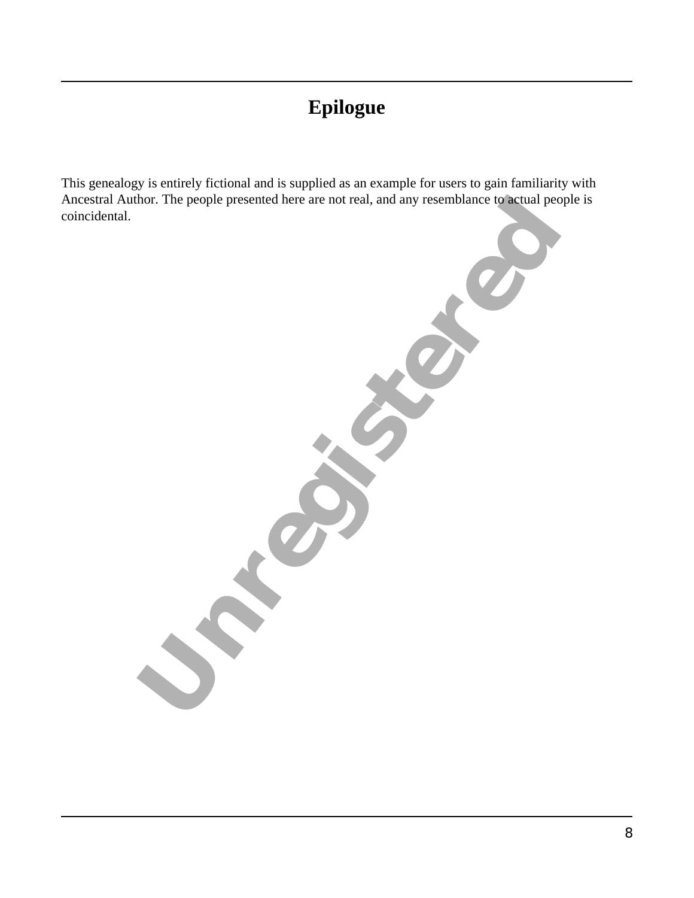# Epilogue

This genealogy is entirely fictional and is supplied as an example for users to gain familiarity with Ancestral Author. The people presented here are not real, and any resemblance to actual people is coincidental.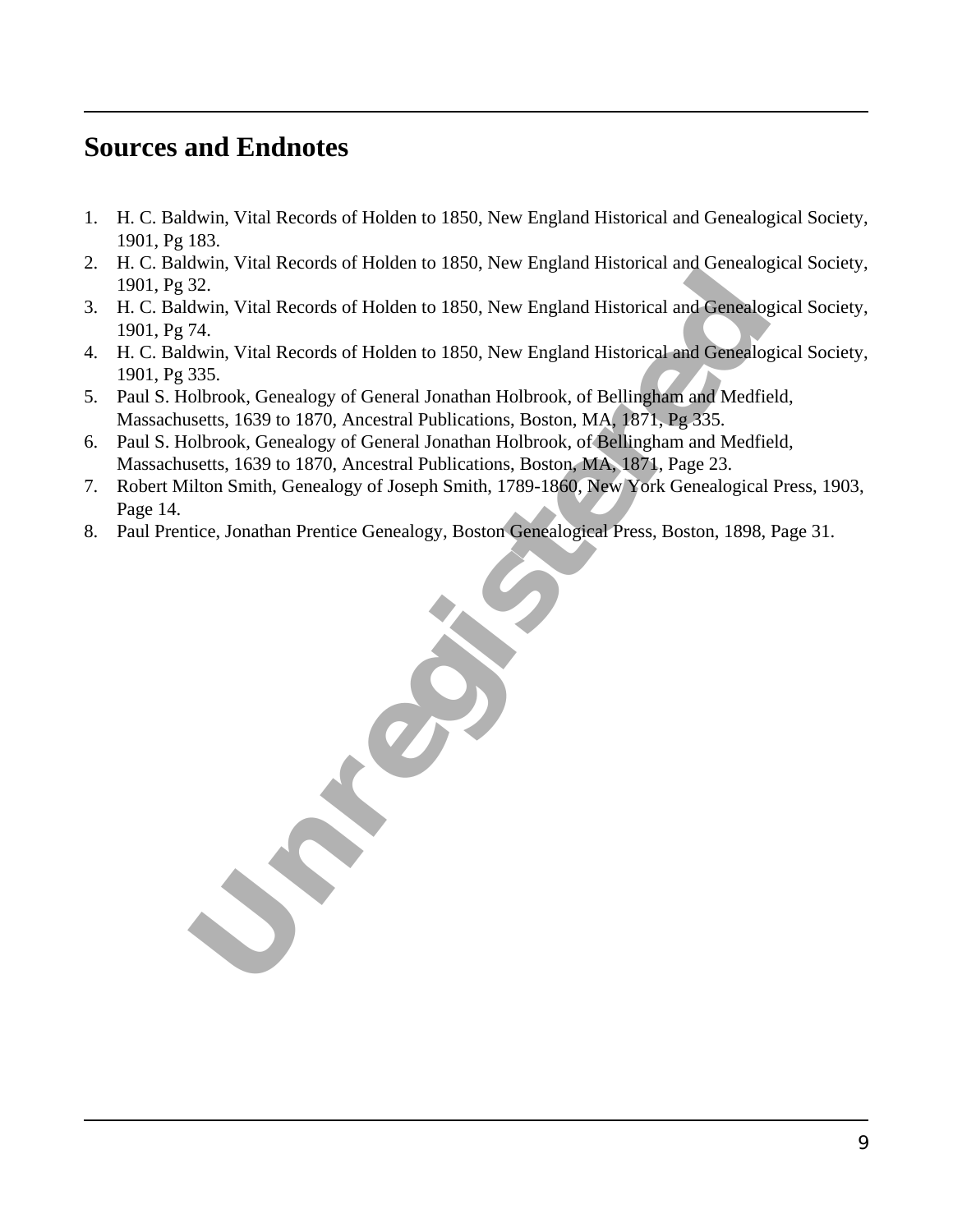## Sources and Endnotes

1. H. C. Baldwin, Vital Records of Holden to 1850, New England Historical and Genealogical Society, 1901, Pg 183.
2. H. C. Baldwin, Vital Records of Holden to 1850, New England Historical and Genealogical Society, 1901, Pg 32.
3. H. C. Baldwin, Vital Records of Holden to 1850, New England Historical and Genealogical Society, 1901, Pg 74.
4. H. C. Baldwin, Vital Records of Holden to 1850, New England Historical and Genealogical Society, 1901, Pg 335.
5. Paul S. Holbrook, Genealogy of General Jonathan Holbrook, of Bellingham and Medfield, Massachusetts, 1639 to 1870, Ancestral Publications, Boston, MA, 1871, Pg 335.
6. Paul S. Holbrook, Genealogy of General Jonathan Holbrook, of Bellingham and Medfield, Massachusetts, 1639 to 1870, Ancestral Publications, Boston, MA, 1871, Page 23.
7. Robert Milton Smith, Genealogy of Joseph Smith, 1789-1860, New York Genealogical Press, 1903, Page 14.
8. Paul Prentice, Jonathan Prentice Genealogy, Boston Genealogical Press, Boston, 1898, Page 31.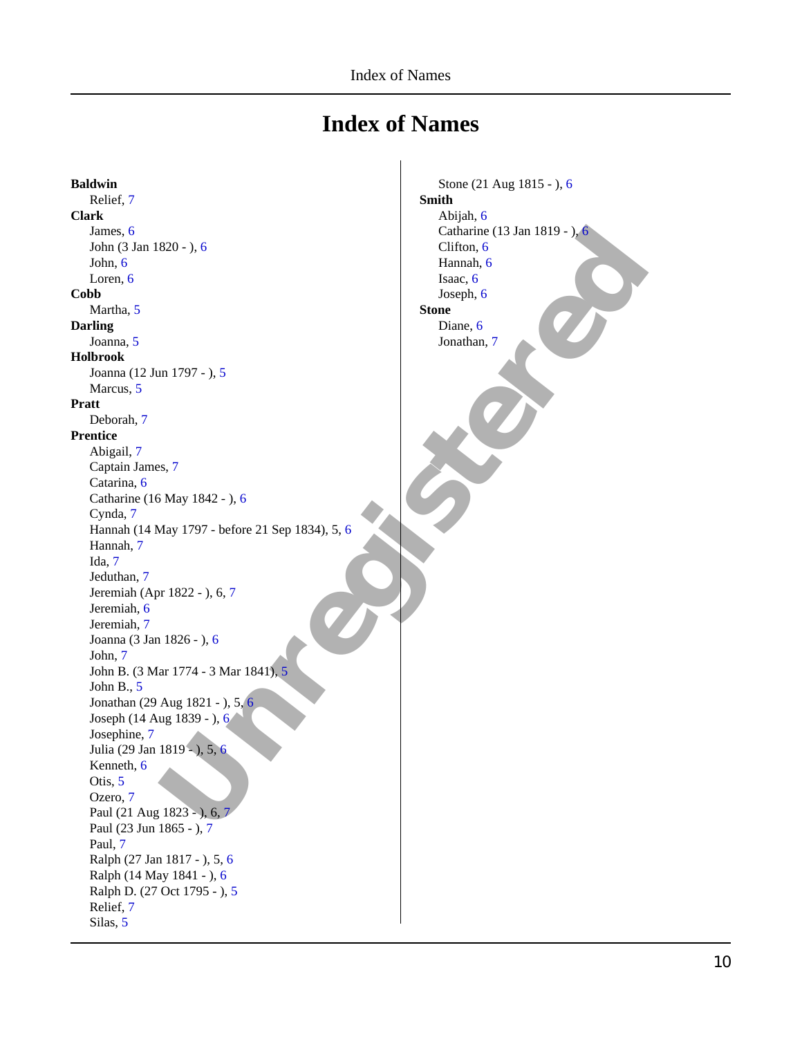# Index of Names

**Baldwin**
- Relief, 7

**Clark**
- James, 6
- John (3 Jan 1820 - ), 6
- John, 6
- Loren, 6

**Cobb**
- Martha, 5

**Darling**
- Joanna, 5

**Holbrook**
- Joanna (12 Jun 1797 - ), 5
- Marcus, 5

**Pratt**
- Deborah, 7

**Prentice**
- Abigail, 7
- Captain James, 7
- Catarina, 6
- Catharine (16 May 1842 - ), 6
- Cynda, 7
- Hannah (14 May 1797 - before 21 Sep 1834), 5, 6
- Hannah, 7
- Ida, 7
- Jeduthan, 7
- Jeremiah (Apr 1822 - ), 6, 7
- Jeremiah, 6
- Jeremiah, 7
- Joanna (3 Jan 1826 - ), 6
- John, 7
- John B. (3 Mar 1774 - 3 Mar 1841), 5
- John B., 5
- Jonathan (29 Aug 1821 - ), 5, 6
- Joseph (14 Aug 1839 - ), 6
- Josephine, 7
- Julia (29 Jan 1819 - ), 5, 6
- Kenneth, 6
- Otis, 5
- Ozero, 7
- Paul (21 Aug 1823 - ), 6, 7
- Paul (23 Jun 1865 - ), 7
- Paul, 7
- Ralph (27 Jan 1817 - ), 5, 6
- Ralph (14 May 1841 - ), 6
- Ralph D. (27 Oct 1795 - ), 5
- Relief, 7
- Silas, 5
- Stone (21 Aug 1815 - ), 6

**Smith**
- Abijah, 6
- Catharine (13 Jan 1819 - ), 6
- Clifton, 6
- Hannah, 6
- Isaac, 6
- Joseph, 6

**Stone**
- Diane, 6
- Jonathan, 7

Unregistered